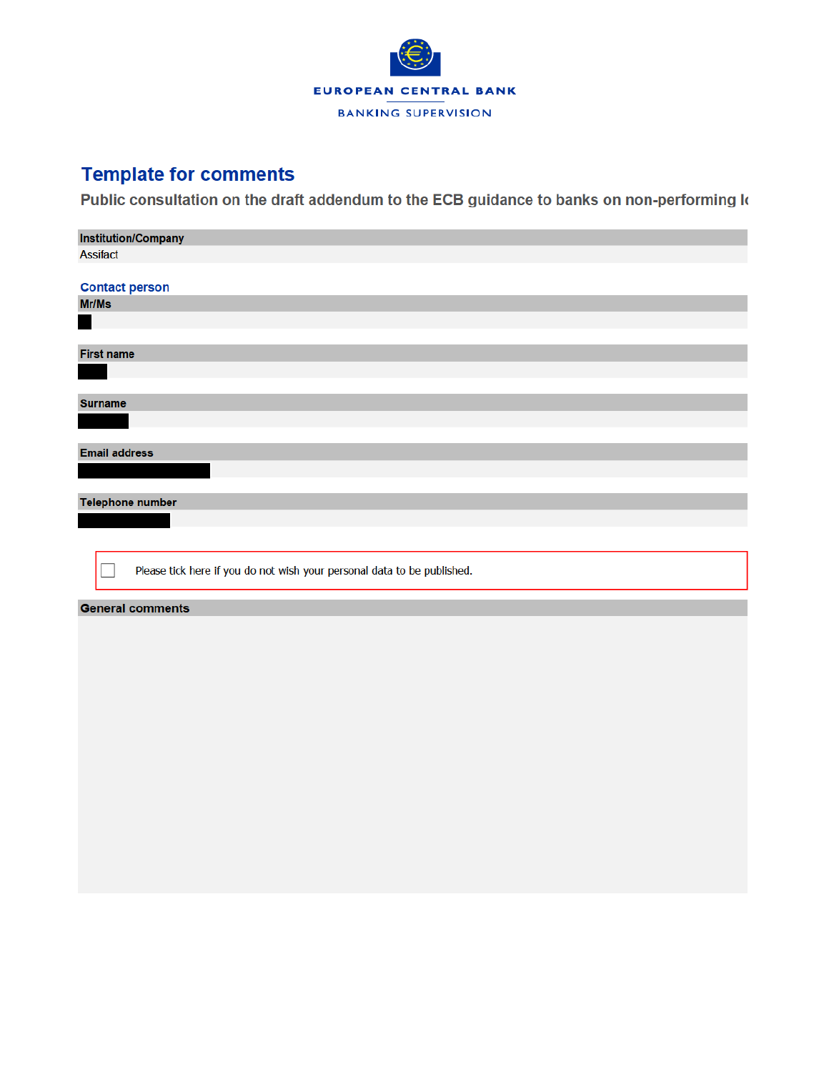EUROPEAN CENTRAL BANK

BANKING SUPERVISION

# Template for comments

## Public consultation on the draft addendum to the ECB guidance to banks on non-performing lo

**Institution/Company**

Assifact

### Contact person

**Mr/Ms**

**First name**

**Surname**

**Email address**

**Telephone number**

☐ Please tick here if you do not wish your personal data to be published.

**General comments**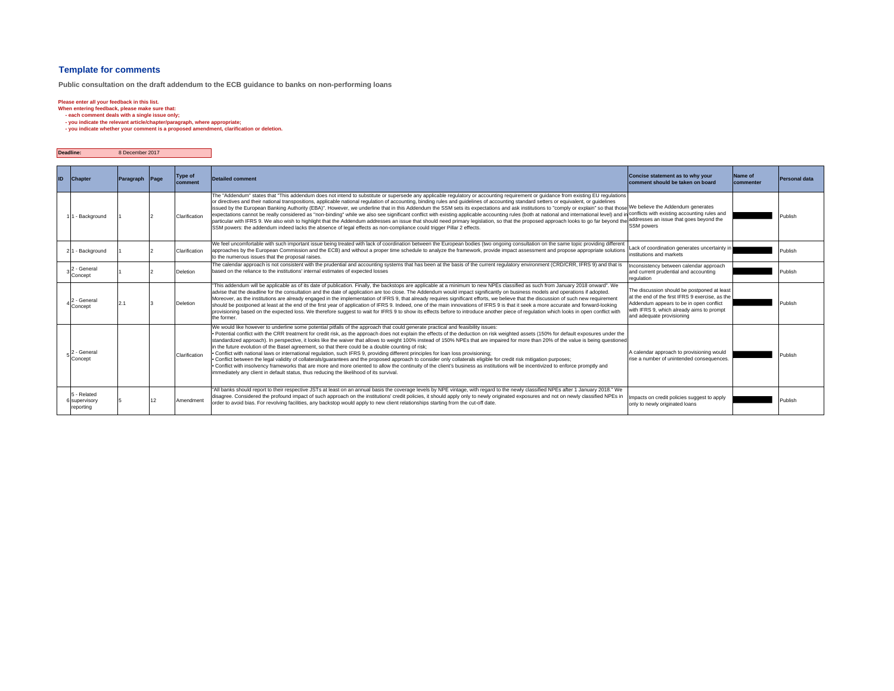## Template for comments

**Public consultation on the draft addendum to the ECB guidance to banks on non-performing loans**

**Please enter all your feedback in this list.**
**When entering feedback, please make sure that:**
- **each comment deals with a single issue only;**
- **you indicate the relevant article/chapter/paragraph, where appropriate;**
- **you indicate whether your comment is a proposed amendment, clarification or deletion.**

| **Deadline:** | 8 December 2017 |
|---|---|

| ID | Chapter | Paragraph | Page | Type of comment | Detailed comment | Concise statement as to why your comment should be taken on board | Name of commenter | Personal data |
|---|---|---|---|---|---|---|---|---|
| 1 | 1 - Background | 1 | 2 | Clarification | The "Addendum" states that "This addendum does not intend to substitute or supersede any applicable regulatory or accounting requirement or guidance from existing EU regulations or directives and their national transpositions, applicable national regulation of accounting, binding rules and guidelines of accounting standard setters or equivalent, or guidelines issued by the European Banking Authority (EBA)". However, we underline that in this Addendum the SSM sets its expectations and ask institutions to "comply or explain" so that those expectations cannot be really considered as "non-binding" while we also see significant conflict with existing applicable accounting rules (both at national and international level) and in particular with IFRS 9. We also wish to highlight that the Addendum addresses an issue that should need primary legislation, so that the proposed approach looks to go far beyond the SSM powers: the addendum indeed lacks the absence of legal effects as non-compliance could trigger Pillar 2 effects. | We believe the Addendum generates conflicts with existing accounting rules and addresses an issue that goes beyond the SSM powers | | Publish |
| 2 | 1 - Background | 1 | 2 | Clarification | We feel uncomfortable with such important issue being treated with lack of coordination between the European bodies (two ongoing consultation on the same topic providing different approaches by the European Commission and the ECB) and without a proper time schedule to analyze the framework, provide impact assessment and propose appropriate solutions to the numerous issues that the proposal raises. | Lack of coordination generates uncertainty in institutions and markets | | Publish |
| 3 | 2 - General Concept | 1 | 2 | Deletion | The calendar approach is not consistent with the prudential and accounting systems that has been at the basis of the current regulatory environment (CRD/CRR, IFRS 9) and that is based on the reliance to the institutions' internal estimates of expected losses | Inconsistency between calendar approach and current prudential and accounting regulation | | Publish |
| 4 | 2 - General Concept | 2.1 | 3 | Deletion | "This addendum will be applicable as of its date of publication. Finally, the backstops are applicable at a minimum to new NPEs classified as such from January 2018 onward". We advise that the deadline for the consultation and the date of application are too close. The Addendum would impact significantly on business models and operations if adopted. Moreover, as the institutions are already engaged in the implementation of IFRS 9, that already requires significant efforts, we believe that the discussion of such new requirement should be postponed at least at the end of the first year of application of IFRS 9. Indeed, one of the main innovations of IFRS 9 is that it seek a more accurate and forward-looking provisioning based on the expected loss. We therefore suggest to wait for IFRS 9 to show its effects before to introduce another piece of regulation which looks in open conflict with the former. | The discussion should be postponed at least at the end of the first IFRS 9 exercise, as the Addendum appears to be in open conflict with IFRS 9, which already aims to prompt and adequate provisioning | | Publish |
| 5 | 2 - General Concept | | | Clarification | We would like however to underline some potential pitfalls of the approach that could generate practical and feasibility issues:<br>• Potential conflict with the CRR treatment for credit risk, as the approach does not explain the effects of the deduction on risk weighted assets (150% for default exposures under the standardized approach). In perspective, it looks like the waiver that allows to weight 100% instead of 150% NPEs that are impaired for more than 20% of the value is being questioned in the future evolution of the Basel agreement, so that there could be a double counting of risk;<br>• Conflict with national laws or international regulation, such IFRS 9, providing different principles for loan loss provisioning;<br>• Conflict between the legal validity of collaterals/guarantees and the proposed approach to consider only collaterals eligible for credit risk mitigation purposes;<br>• Conflict with insolvency frameworks that are more and more oriented to allow the continuity of the client's business as institutions will be incentivized to enforce promptly and immediately any client in default status, thus reducing the likelihood of its survival. | A calendar approach to provisioning would rise a number of unintended consequences. | | Publish |
| 6 | 5 - Related supervisory reporting | 5 | 12 | Amendment | "All banks should report to their respective JSTs at least on an annual basis the coverage levels by NPE vintage, with regard to the newly classified NPEs after 1 January 2018." We disagree. Considered the profound impact of such approach on the institutions' credit policies, it should apply only to newly originated exposures and not on newly classified NPEs in order to avoid bias. For revolving facilities, any backstop would apply to new client relationships starting from the cut-off date. | Impacts on credit policies suggest to apply only to newly originated loans | | Publish |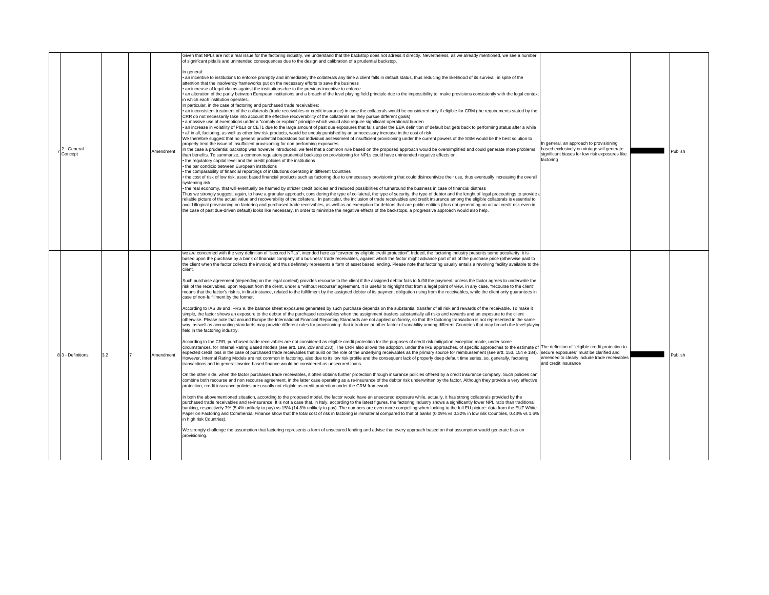| | | | | | | | | |
|---|---|---|---|---|---|---|---|---|
| 7 | 2 - General Concept | | | Amendment | Given that NPLs are not a real issue for the factoring industry, we understand that the backstop does not adress it directly. Nevertheless, as we already mentioned, we see a number of significant pitfalls and unintended consequences due to the design and calibration of a prudential backstop.<br><br>In general:<br>• an incentive to institutions to enforce promptly and immediately the collaterals any time a client falls in default status, thus reducing the likelihood of its survival, in spite of the attention that the insolvency frameworks put on the necessary efforts to save the business<br>• an increase of legal claims against the institutions due to the previous incentive to enforce<br>• an alteration of the parity between European institutions and a breach of the level playing field principle due to the impossibility to make provisions consistently with the legal context in which each institution operates.<br>In particular, in the case of factoring and purchased trade receivables:<br>• an inconsistent treatment of the collaterals (trade receivables or credit insurance) in case the collaterals would be considered only if eligible for CRM (the requirements stated by the CRR do not necessarily take into account the effective recoverability of the collaterals as they pursue different goals)<br>• a massive use of exemptions under a "comply or explain" principle which would also require significant operational burden<br>• an increase in volatility of P&Ls or CET1 due to the large amount of past due exposures that falls under the EBA definition of default but gets back to performing status after a while<br>• all in all, factoring, as well as other low risk products, would be unduly punished by an unnecessary increase in the cost of risk<br>We therefore suggest that no general prudential backstops but individual assessment of insufficient provisioning under the current powers of the SSM would be the best solution to properly treat the issue of insufficient provisioning for non performing exposures.<br>In the case a prudential backstop was however introduced, we feel that a common rule based on the proposed approach would be oversimplified and could generate more problems than benefits. To summarize, a common regulatory prudential backstop on provisioning for NPLs could have unintended negative effects on:<br>• the regulatory capital level and the credit policies of the institutions<br>• the par condicio between European institutions<br>• the comparability of financial reportings of institutions operating in different Countries<br>• the cost of risk of low risk, asset based financial products such as factoring due to unnecessary provisioning that could disincentivize their use, thus eventually increasing the overall systeming risk<br>• the real economy, that will eventually be harmed by stricter credit policies and reduced possibilities of turnaround the business in case of financial distress<br>Thus we strongly suggest, again, to have a granular approach, considering the type of collateral, the type of security, the type of debtor and the lenght of legal proceedings to provide a reliable picture of the actual value and recoverability of the collateral. In particular, the inclusion of trade receivables and credit insurance among the eligible collaterals is essential to avoid illogical provisioning on factoring and purchased trade receivables, as well as an exemption for debtors that are public entities (thus not generating an actual credit risk even in the case of past due-driven default) looks like necessary. In order to minimize the negative effects of the backstops, a progressive approach would also help. | In general, an approach to provisioning based exclusively on vintage will generate significant biases for low risk exposures like factoring | | Publish |
| 8 | 3 - Definitions | 3.2 | 7 | Amendment | we are concerned with the very definition of "secured NPLs", intended here as "covered by eligible credit protection". Indeed, the factoring industry presents some peculiarity: it is based upon the purchase by a bank or financial company of a business' trade receivables, against which the factor might advance part of all of the purchase price (otherwise paid to the client when the factor collects the invoice) and thus definitely represents a form of asset based lending. Please note that factoring usually entails a revolving facility available to the client.<br><br>Such purchase agreement (depending on the legal context) provides recourse to the client if the assigned debtor fails to fulfill the payment, unless the factor agrees to underwrite the risk of the receivables, upon request from the client, under a "without recourse" agreement. It is useful to highlight that from a legal point of view, in any case, "recourse to the client" means that the factor's risk is, in first instance, related to the fulfillment by the assigned debtor of its payment obligation rising from the receivables, while the client only guarantees in case of non-fulfillment by the former.<br><br>According to IAS 39 and IFRS 9, the balance sheet exposures generated by such purchase depends on the substantial transfer of all risk and rewards of the receivable. To make it simple, the factor shows an exposure to the debtor of the purchased receivables when the assignment trasfers substantially all risks and rewards and an exposure to the client otherwise. Please note that around Europe the International Financial Reporting Standards are not applied uniformly, so that the factoring transaction is not represented in the same way, as well as accounting standards may provide different rules for provisioning: that introduce another factor of variability among different Countries that may breach the level playing field in the factoring industry.<br><br>According to the CRR, purchased trade receivables are not considered as eligible credit protection for the purposes of credit risk mitigation exception made, under some circumstances, for Internal Rating Based Models (see artt. 199, 209 and 230). The CRR also allows the adoption, under the IRB approaches, of specific approaches to the estimate of expected credit loss in the case of purchased trade receivables that build on the role of the underlying receivables as the primary source for reimbursement (see artt. 153, 154 e 184). However, Internal Rating Models are not common in factoring, also due to its low risk profile and the consequent lack of properly deep default time series, so, generally, factoring transactions and in general invoice-based finance would be considered as unsecured loans.<br><br>On the other side, when the factor purchases trade receivables, it often obtains further protection through insurance policies offered by a credit insurance company. Such policies can combine both recourse and non recourse agreement, in the latter case operating as a re-insurance of the debtor risk underwritten by the factor. Although they provide a very effective protection, credit insurance policies are usually not eligible as credit protection under the CRM framework.<br><br>In both the abovementioned situation, according to the proposed model, the factor would have an unsecured exposure while, actually, it has strong collaterals provided by the purchased trade receivables and re-insurance. It is not a case that, in Italy, according to the latest figures, the factoring industry shows a significantly lower NPL ratio than traditional banking, respectively 7% (5.4% unlikely to pay) vs 15% (14.8% unlikely to pay). The numbers are even more compelling when looking to the full EU picture: data from the EUF White Paper on Factoring and Commercial Finance show that the total cost of risk in factoring is immaterial compared to that of banks (0.09% vs 0.32% in low risk Countries, 0.43% vs 1.6% in high risk Countries).<br><br>We strongly challenge the assumption that factoring represents a form of unsecured lending and advise that every approach based on that assumption would generate bias on provisioning. | The definition of "eligible credit protection to secure exposures" must be clarified and amended to clearly include trade receivables and credit insurance | | Publish |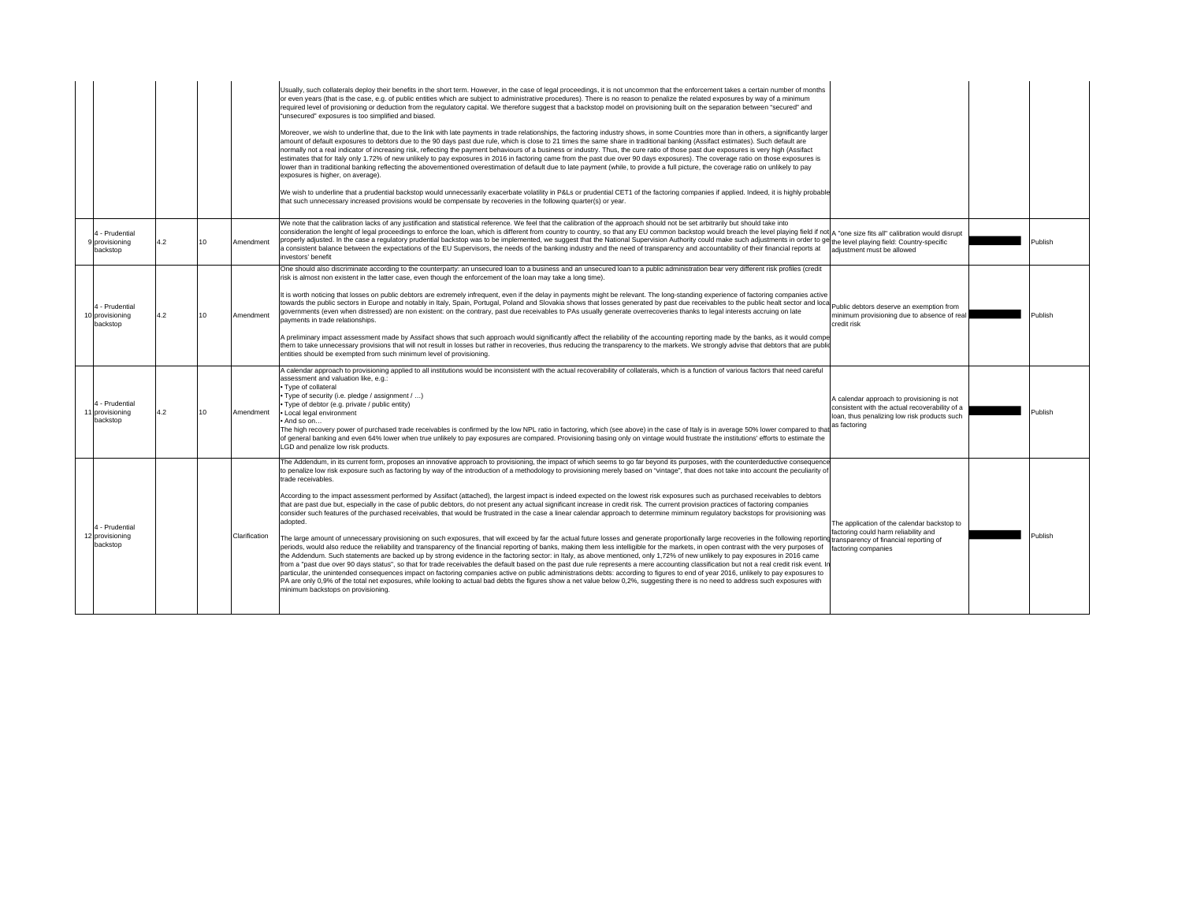| | | | | | | | | |
|---|---|---|---|---|---|---|---|---|
| | | | | Usually, such collaterals deploy their benefits in the short term. However, in the case of legal proceedings, it is not uncommon that the enforcement takes a certain number of months or even years (that is the case, e.g. of public entities which are subject to administrative procedures). There is no reason to penalize the related exposures by way of a minimum required level of provisioning or deduction from the regulatory capital. We therefore suggest that a backstop model on provisioning built on the separation between "secured" and "unsecured" exposures is too simplified and biased.<br><br>Moreover, we wish to underline that, due to the link with late payments in trade relationships, the factoring industry shows, in some Countries more than in others, a significantly larger amount of default exposures to debtors due to the 90 days past due rule, which is close to 21 times the same share in traditional banking (Assifact estimates). Such default are normally not a real indicator of increasing risk, reflecting the payment behaviours of a business or industry. Thus, the cure ratio of those past due exposures is very high (Assifact estimates that for Italy only 1.72% of new unlikely to pay exposures in 2016 in factoring came from the past due over 90 days exposures). The coverage ratio on those exposures is lower than in traditional banking reflecting the abovementioned overestimation of default due to late payment (while, to provide a full picture, the coverage ratio on unlikely to pay exposures is higher, on average).<br><br>We wish to underline that a prudential backstop would unnecessarily exacerbate volatility in P&Ls or prudential CET1 of the factoring companies if applied. Indeed, it is highly probable that such unnecessary increased provisions would be compensate by recoveries in the following quarter(s) or year. | | | |
| 9 | 4 - Prudential provisioning backstop | 4.2 | 10 | Amendment | We note that the calibration lacks of any justification and statistical reference. We feel that the calibration of the approach should not be set arbitrarily but should take into consideration the lenght of legal proceedings to enforce the loan, which is different from country to country, so that any EU common backstop would breach the level playing field if not properly adjusted. In the case a regulatory prudential backstop was to be implemented, we suggest that the National Supervision Authority could make such adjustments in order to get a consistent balance between the expectations of the EU Supervisors, the needs of the banking industry and the need of transparency and accountability of their financial reports at investors' benefit | A "one size fits all" calibration would disrupt the level playing field: Country-specific adjustment must be allowed | | Publish |
| 10 | 4 - Prudential provisioning backstop | 4.2 | 10 | Amendment | One should also discriminate according to the counterparty: an unsecured loan to a business and an unsecured loan to a public administration bear very different risk profiles (credit risk is almost non existent in the latter case, even though the enforcement of the loan may take a long time).<br><br>It is worth noticing that losses on public debtors are extremely infrequent, even if the delay in payments might be relevant. The long-standing experience of factoring companies active towards the public sectors in Europe and notably in Italy, Spain, Portugal, Poland and Slovakia shows that losses generated by past due receivables to the public healt sector and local governments (even when distressed) are non existent: on the contrary, past due receivables to PAs usually generate overrecoveries thanks to legal interests accruing on late payments in trade relationships.<br><br>A preliminary impact assessment made by Assifact shows that such approach would significantly affect the reliability of the accounting reporting made by the banks, as it would compel them to take unnecessary provisions that will not result in losses but rather in recoveries, thus reducing the transparency to the markets. We strongly advise that debtors that are public entities should be exempted from such minimum level of provisioning. | Public debtors deserve an exemption from minimum provisioning due to absence of real credit risk | | Publish |
| 11 | 4 - Prudential provisioning backstop | 4.2 | 10 | Amendment | A calendar approach to provisioning applied to all institutions would be inconsistent with the actual recoverability of collaterals, which is a function of various factors that need careful assessment and valuation like, e.g.:<br>• Type of collateral<br>• Type of security (i.e. pledge / assignment / …)<br>• Type of debtor (e.g. private / public entity)<br>• Local legal environment<br>• And so on…<br>The high recovery power of purchased trade receivables is confirmed by the low NPL ratio in factoring, which (see above) in the case of Italy is in average 50% lower compared to that of general banking and even 64% lower when true unlikely to pay exposures are compared. Provisioning basing only on vintage would frustrate the institutions' efforts to estimate the LGD and penalize low risk products. | A calendar approach to provisioning is not consistent with the actual recoverability of a loan, thus penalizing low risk products such as factoring | | Publish |
| 12 | 4 - Prudential provisioning backstop | | | Clarification | The Addendum, in its current form, proposes an innovative approach to provisioning, the impact of which seems to go far beyond its purposes, with the counterdeductive consequence to penalize low risk exposure such as factoring by way of the introduction of a methodology to provisioning merely based on "vintage", that does not take into account the peculiarity of trade receivables.<br><br>According to the impact assessment performed by Assifact (attached), the largest impact is indeed expected on the lowest risk exposures such as purchased receivables to debtors that are past due but, especially in the case of public debtors, do not present any actual significant increase in credit risk. The current provision practices of factoring companies consider such features of the purchased receivables, that would be frustrated in the case a linear calendar approach to determine miminum regulatory backstops for provisioning was adopted.<br><br>The large amount of unnecessary provisioning on such exposures, that will exceed by far the actual future losses and generate proportionally large recoveries in the following reporting periods, would also reduce the reliability and transparency of the financial reporting of banks, making them less intelligible for the markets, in open contrast with the very purposes of the Addendum. Such statements are backed up by strong evidence in the factoring sector: in Italy, as above mentioned, only 1,72% of new unlikely to pay exposures in 2016 came from a "past due over 90 days status", so that for trade receivables the default based on the past due rule represents a mere accounting classification but not a real credit risk event. In particular, the unintended consequences impact on factoring companies active on public administrations debts: according to figures to end of year 2016, unlikely to pay exposures to PA are only 0,9% of the total net exposures, while looking to actual bad debts the figures show a net value below 0,2%, suggesting there is no need to address such exposures with minimum backstops on provisioning. | The application of the calendar backstop to factoring could harm reliability and transparency of financial reporting of factoring companies | | Publish |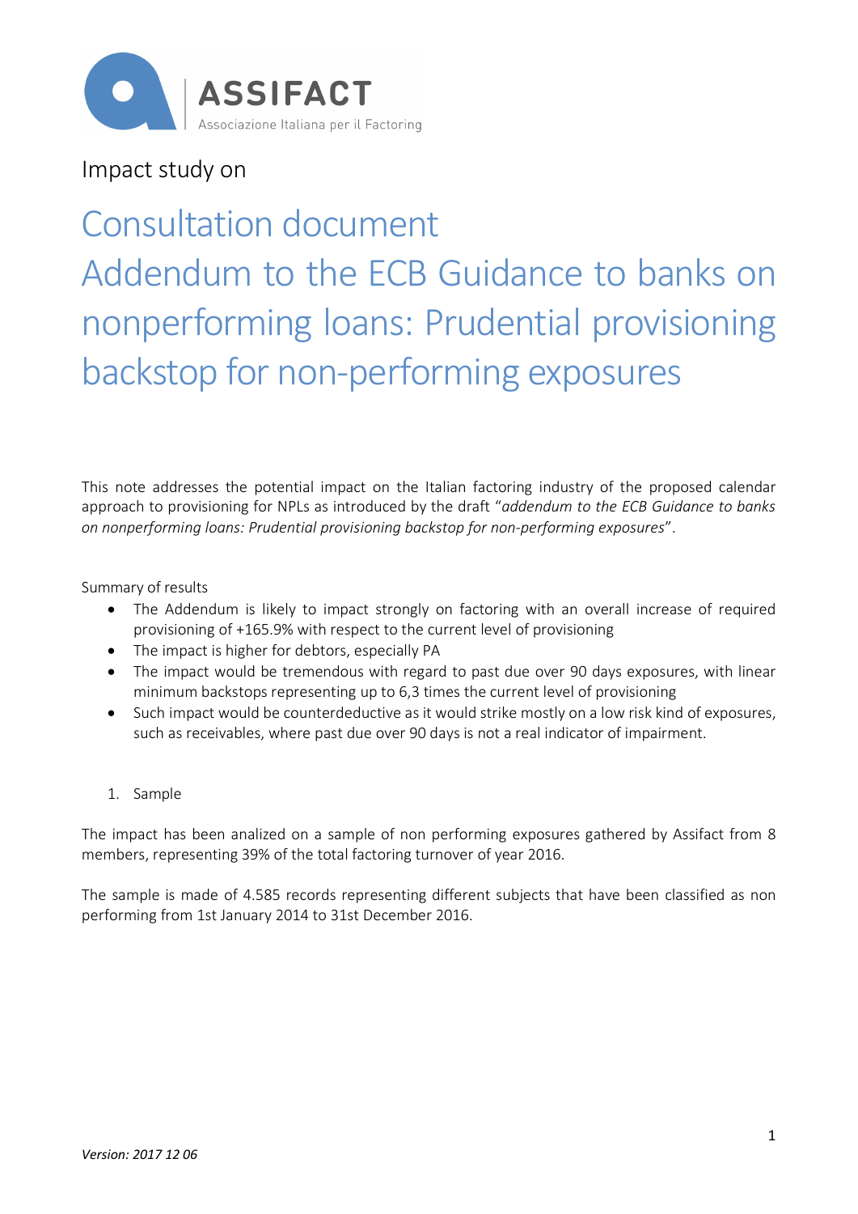Impact study on

# Consultation document Addendum to the ECB Guidance to banks on nonperforming loans: Prudential provisioning backstop for non-performing exposures

This note addresses the potential impact on the Italian factoring industry of the proposed calendar approach to provisioning for NPLs as introduced by the draft "*addendum to the ECB Guidance to banks on nonperforming loans: Prudential provisioning backstop for non-performing exposures*".

Summary of results

- The Addendum is likely to impact strongly on factoring with an overall increase of required provisioning of +165.9% with respect to the current level of provisioning
- The impact is higher for debtors, especially PA
- The impact would be tremendous with regard to past due over 90 days exposures, with linear minimum backstops representing up to 6,3 times the current level of provisioning
- Such impact would be counterdeductive as it would strike mostly on a low risk kind of exposures, such as receivables, where past due over 90 days is not a real indicator of impairment.

1. Sample

The impact has been analized on a sample of non performing exposures gathered by Assifact from 8 members, representing 39% of the total factoring turnover of year 2016.

The sample is made of 4.585 records representing different subjects that have been classified as non performing from 1st January 2014 to 31st December 2016.

*Version: 2017 12 06*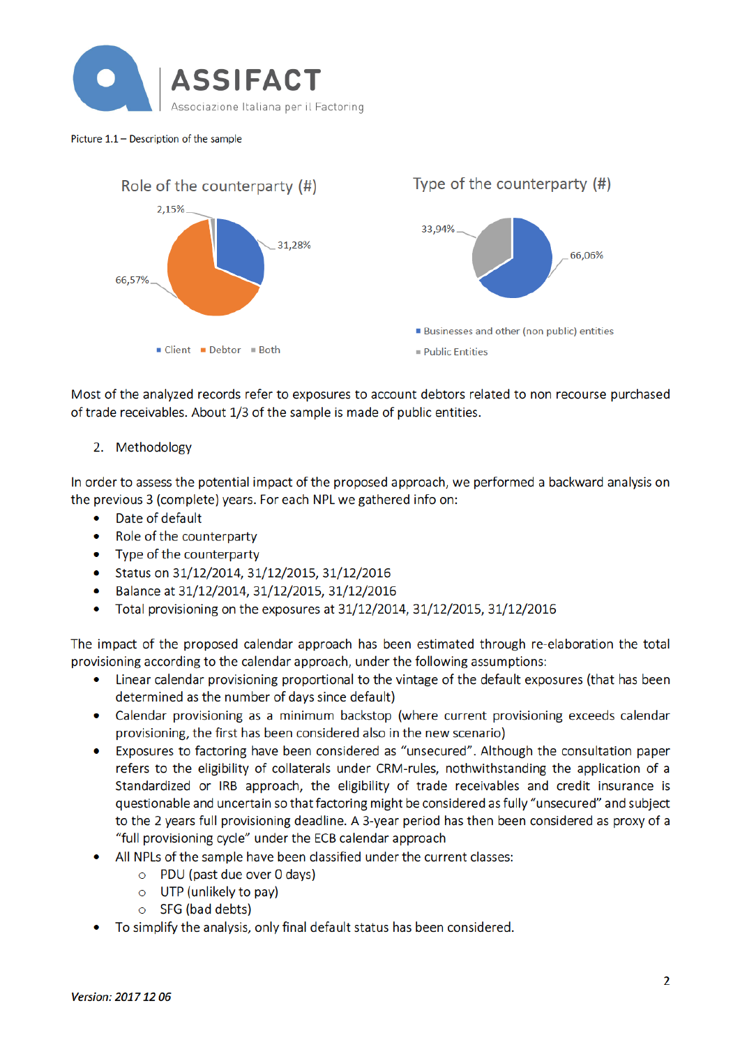Picture 1.1 – Description of the sample

Role of the counterparty (#)

- Client: 31,28%
- Debtor: 66,57%
- Both: 2,15%

Type of the counterparty (#)

- Businesses and other (non public) entities: 66,06%
- Public Entities: 33,94%

Most of the analyzed records refer to exposures to account debtors related to non recourse purchased of trade receivables. About 1/3 of the sample is made of public entities.

## 2. Methodology

In order to assess the potential impact of the proposed approach, we performed a backward analysis on the previous 3 (complete) years. For each NPL we gathered info on:

- Date of default
- Role of the counterparty
- Type of the counterparty
- Status on 31/12/2014, 31/12/2015, 31/12/2016
- Balance at 31/12/2014, 31/12/2015, 31/12/2016
- Total provisioning on the exposures at 31/12/2014, 31/12/2015, 31/12/2016

The impact of the proposed calendar approach has been estimated through re-elaboration the total provisioning according to the calendar approach, under the following assumptions:

- Linear calendar provisioning proportional to the vintage of the default exposures (that has been determined as the number of days since default)
- Calendar provisioning as a minimum backstop (where current provisioning exceeds calendar provisioning, the first has been considered also in the new scenario)
- Exposures to factoring have been considered as "unsecured". Although the consultation paper refers to the eligibility of collaterals under CRM-rules, nothwithstanding the application of a Standardized or IRB approach, the eligibility of trade receivables and credit insurance is questionable and uncertain so that factoring might be considered as fully "unsecured" and subject to the 2 years full provisioning deadline. A 3-year period has then been considered as proxy of a "full provisioning cycle" under the ECB calendar approach
- All NPLs of the sample have been classified under the current classes:
  - PDU (past due over 0 days)
  - UTP (unlikely to pay)
  - SFG (bad debts)
- To simplify the analysis, only final default status has been considered.

*Version: 2017 12 06*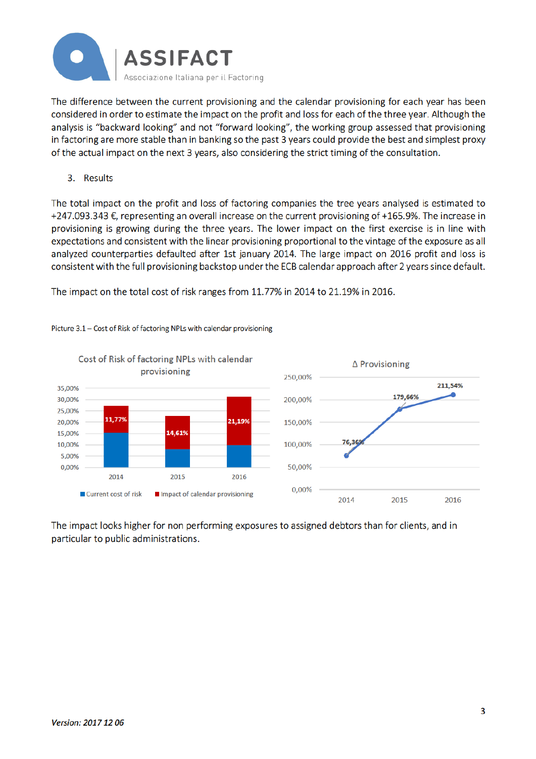The difference between the current provisioning and the calendar provisioning for each year has been considered in order to estimate the impact on the profit and loss for each of the three year. Although the analysis is "backward looking" and not "forward looking", the working group assessed that provisioning in factoring are more stable than in banking so the past 3 years could provide the best and simplest proxy of the actual impact on the next 3 years, also considering the strict timing of the consultation.

3. Results

The total impact on the profit and loss of factoring companies the tree years analysed is estimated to +247.093.343 €, representing an overall increase on the current provisioning of +165.9%. The increase in provisioning is growing during the three years. The lower impact on the first exercise is in line with expectations and consistent with the linear provisioning proportional to the vintage of the exposure as all analyzed counterparties defaulted after 1st january 2014. The large impact on 2016 profit and loss is consistent with the full provisioning backstop under the ECB calendar approach after 2 years since default.

The impact on the total cost of risk ranges from 11.77% in 2014 to 21.19% in 2016.

Picture 3.1 – Cost of Risk of factoring NPLs with calendar provisioning

The impact looks higher for non performing exposures to assigned debtors than for clients, and in particular to public administrations.

*Version: 2017 12 06*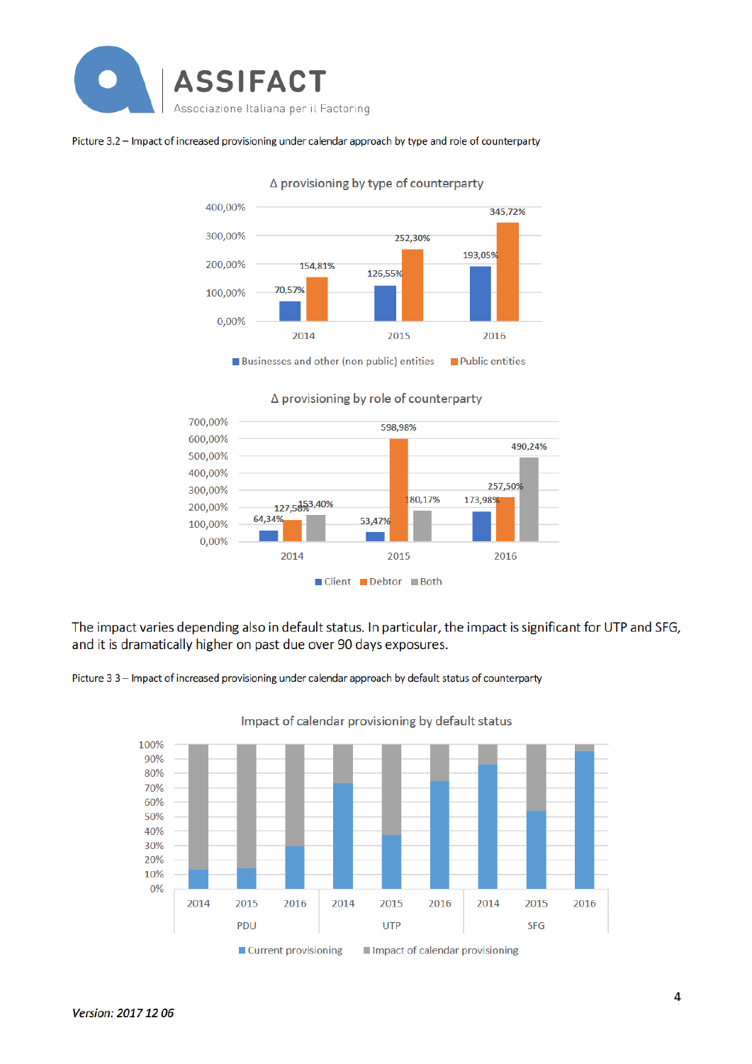Picture 3.2 – Impact of increased provisioning under calendar approach by type and role of counterparty

Δ provisioning by type of counterparty

| | 2014 | 2015 | 2016 |
|---|---|---|---|
| Businesses and other (non public) entities | 70,57% | 126,55% | 193,05% |
| Public entities | 154,81% | 252,30% | 345,72% |

Δ provisioning by role of counterparty

| | 2014 | 2015 | 2016 |
|---|---|---|---|
| Client | 64,34% | 53,47% | 173,98% |
| Debtor | 127,58% | 598,98% | 257,50% |
| Both | 153,40% | 180,17% | 490,24% |

The impact varies depending also in default status. In particular, the impact is significant for UTP and SFG, and it is dramatically higher on past due over 90 days exposures.

Picture 3 3 – Impact of increased provisioning under calendar approach by default status of counterparty

Impact of calendar provisioning by default status

(Stacked bar chart, 0%–100%, for PDU, UTP and SFG in 2014, 2015, 2016; series: Current provisioning, Impact of calendar provisioning)

*Version: 2017 12 06*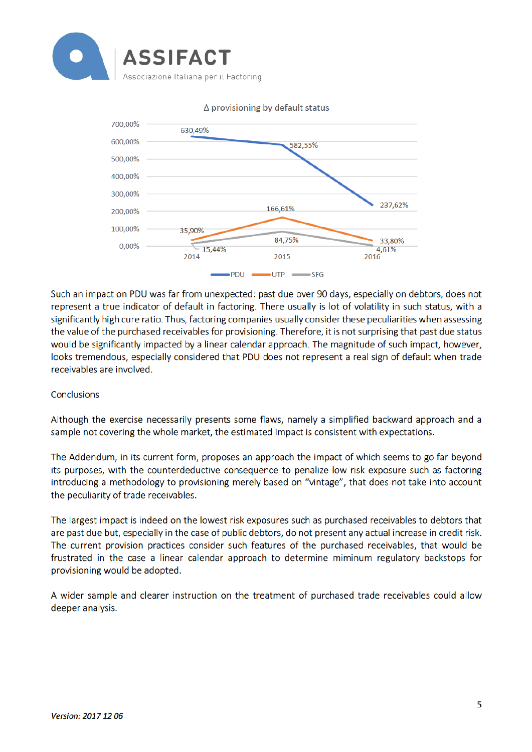Δ provisioning by default status

700,00%
600,00%
500,00%
400,00%
300,00%
200,00%
100,00%
0,00%

630,49%
582,55%
237,62%
166,61%
35,90%
84,75%
33,80%
15,44%
4,61%

2014
2015
2016

PDU
UTP
SFG

Such an impact on PDU was far from unexpected: past due over 90 days, especially on debtors, does not represent a true indicator of default in factoring. There usually is lot of volatility in such status, with a significantly high cure ratio. Thus, factoring companies usually consider these peculiarities when assessing the value of the purchased receivables for provisioning. Therefore, it is not surprising that past due status would be significantly impacted by a linear calendar approach. The magnitude of such impact, however, looks tremendous, especially considered that PDU does not represent a real sign of default when trade receivables are involved.

Conclusions

Although the exercise necessarily presents some flaws, namely a simplified backward approach and a sample not covering the whole market, the estimated impact is consistent with expectations.

The Addendum, in its current form, proposes an approach the impact of which seems to go far beyond its purposes, with the counterdeductive consequence to penalize low risk exposure such as factoring introducing a methodology to provisioning merely based on "vintage", that does not take into account the peculiarity of trade receivables.

The largest impact is indeed on the lowest risk exposures such as purchased receivables to debtors that are past due but, especially in the case of public debtors, do not present any actual increase in credit risk. The current provision practices consider such features of the purchased receivables, that would be frustrated in the case a linear calendar approach to determine miminum regulatory backstops for provisioning would be adopted.

A wider sample and clearer instruction on the treatment of purchased trade receivables could allow deeper analysis.

*Version: 2017 12 06*